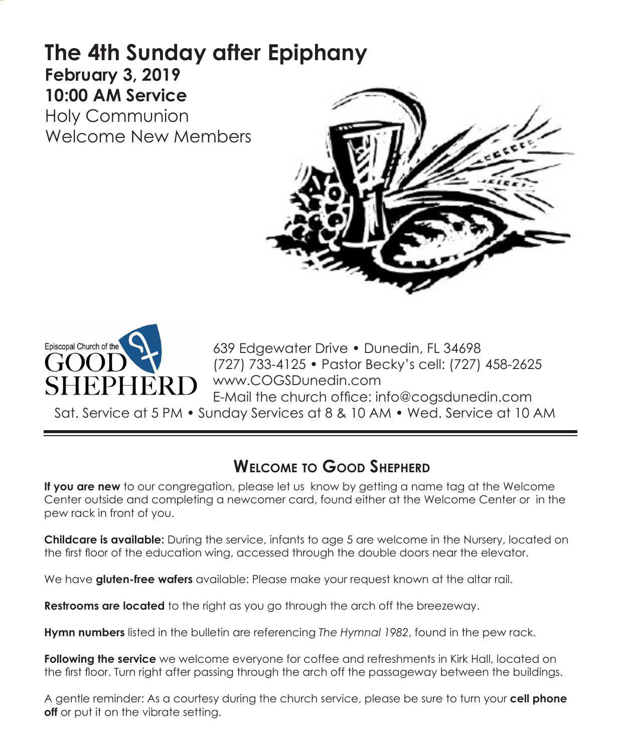# The 4th Sunday after Epiphany

**February 3, 2019**

**10:00 AM Service**

Holy Communion

Welcome New Members

Episcopal Church of the GOOD SHEPHERD

639 Edgewater Drive • Dunedin, FL 34698
(727) 733-4125 • Pastor Becky's cell: (727) 458-2625
www.COGSDunedin.com
E-Mail the church office: info@cogsdunedin.com

Sat. Service at 5 PM • Sunday Services at 8 & 10 AM • Wed. Service at 10 AM

## Welcome to Good Shepherd

**If you are new** to our congregation, please let us know by getting a name tag at the Welcome Center outside and completing a newcomer card, found either at the Welcome Center or in the pew rack in front of you.

**Childcare is available:** During the service, infants to age 5 are welcome in the Nursery, located on the first floor of the education wing, accessed through the double doors near the elevator.

We have **gluten-free wafers** available: Please make your request known at the altar rail.

**Restrooms are located** to the right as you go through the arch off the breezeway.

**Hymn numbers** listed in the bulletin are referencing *The Hymnal 1982*, found in the pew rack.

**Following the service** we welcome everyone for coffee and refreshments in Kirk Hall, located on the first floor. Turn right after passing through the arch off the passageway between the buildings.

A gentle reminder: As a courtesy during the church service, please be sure to turn your **cell phone off** or put it on the vibrate setting.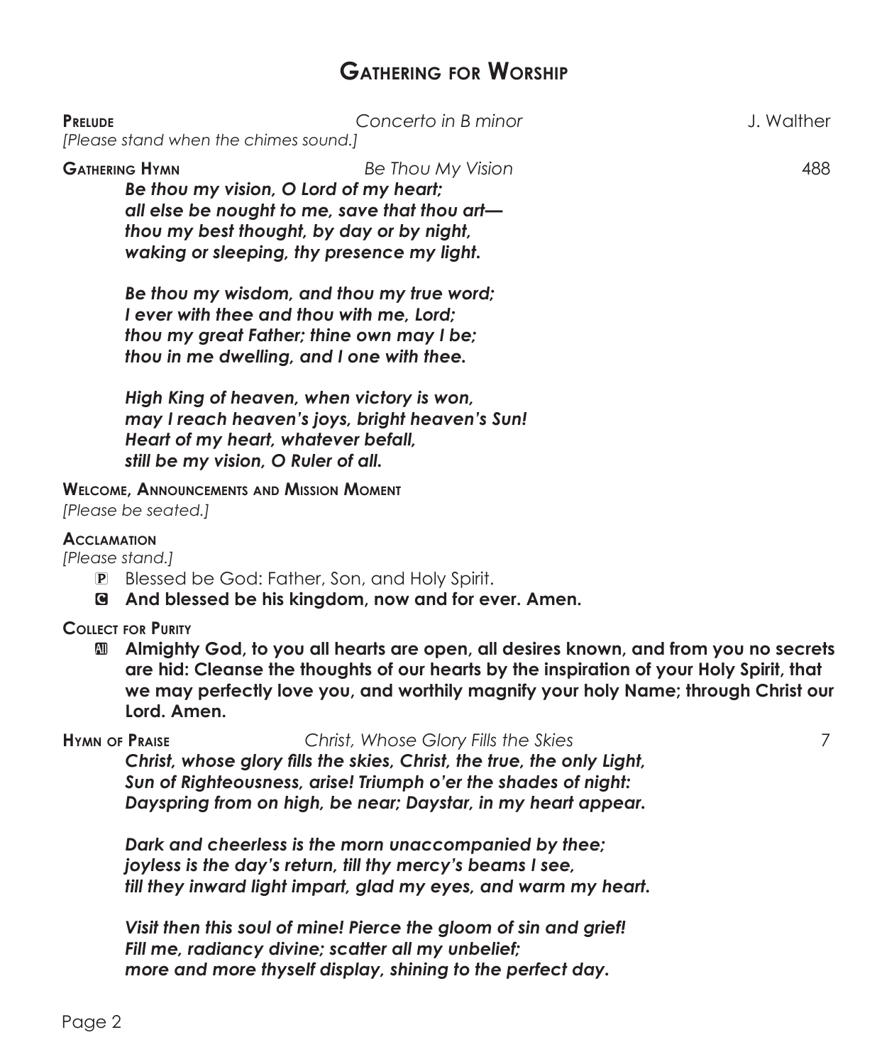# Gathering for Worship

**Prelude** *Concerto in B minor* J. Walther

*[Please stand when the chimes sound.]*

**Gathering Hymn** *Be Thou My Vision* 488

***Be thou my vision, O Lord of my heart;***
***all else be nought to me, save that thou art—***
***thou my best thought, by day or by night,***
***waking or sleeping, thy presence my light.***

***Be thou my wisdom, and thou my true word;***
***I ever with thee and thou with me, Lord;***
***thou my great Father; thine own may I be;***
***thou in me dwelling, and I one with thee.***

***High King of heaven, when victory is won,***
***may I reach heaven's joys, bright heaven's Sun!***
***Heart of my heart, whatever befall,***
***still be my vision, O Ruler of all.***

**Welcome, Announcements and Mission Moment**

*[Please be seated.]*

**Acclamation**

*[Please stand.]*

P Blessed be God: Father, Son, and Holy Spirit.

C **And blessed be his kingdom, now and for ever. Amen.**

**Collect for Purity**

All **Almighty God, to you all hearts are open, all desires known, and from you no secrets are hid: Cleanse the thoughts of our hearts by the inspiration of your Holy Spirit, that we may perfectly love you, and worthily magnify your holy Name; through Christ our Lord. Amen.**

**Hymn of Praise** *Christ, Whose Glory Fills the Skies* 7

***Christ, whose glory fills the skies, Christ, the true, the only Light,***
***Sun of Righteousness, arise! Triumph o'er the shades of night:***
***Dayspring from on high, be near; Daystar, in my heart appear.***

***Dark and cheerless is the morn unaccompanied by thee;***
***joyless is the day's return, till thy mercy's beams I see,***
***till they inward light impart, glad my eyes, and warm my heart.***

***Visit then this soul of mine! Pierce the gloom of sin and grief!***
***Fill me, radiancy divine; scatter all my unbelief;***
***more and more thyself display, shining to the perfect day.***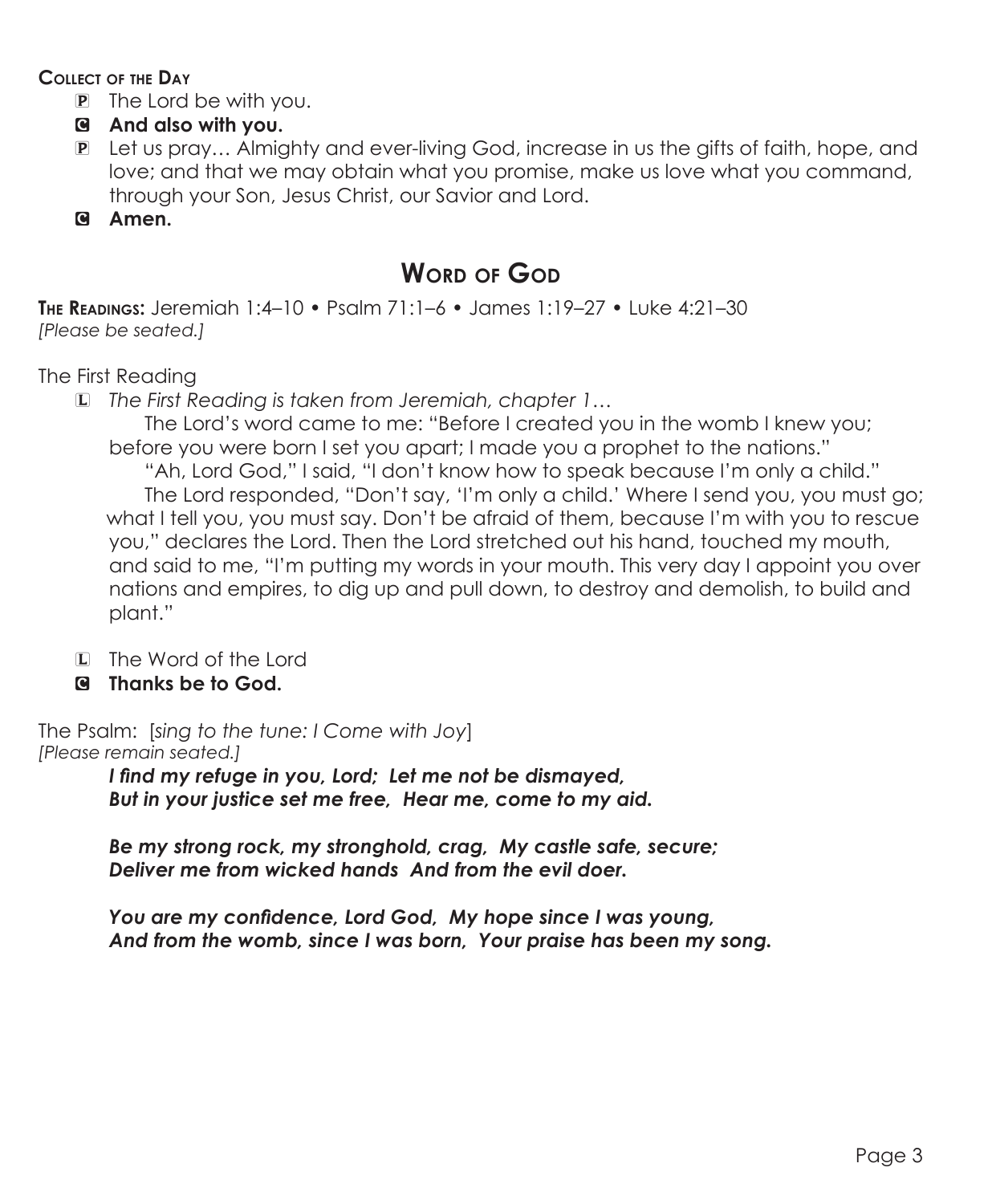**Collect of the Day**

P The Lord be with you.

**C And also with you.**

P Let us pray… Almighty and ever-living God, increase in us the gifts of faith, hope, and love; and that we may obtain what you promise, make us love what you command, through your Son, Jesus Christ, our Savior and Lord.

**C Amen.**

## Word of God

**The Readings:** Jeremiah 1:4–10 • Psalm 71:1–6 • James 1:19–27 • Luke 4:21–30
*[Please be seated.]*

The First Reading

L *The First Reading is taken from Jeremiah, chapter 1…*

The Lord's word came to me: "Before I created you in the womb I knew you; before you were born I set you apart; I made you a prophet to the nations."

"Ah, Lord God," I said, "I don't know how to speak because I'm only a child."

The Lord responded, "Don't say, 'I'm only a child.' Where I send you, you must go; what I tell you, you must say. Don't be afraid of them, because I'm with you to rescue you," declares the Lord. Then the Lord stretched out his hand, touched my mouth, and said to me, "I'm putting my words in your mouth. This very day I appoint you over nations and empires, to dig up and pull down, to destroy and demolish, to build and plant."

L The Word of the Lord

**C Thanks be to God.**

The Psalm: [*sing to the tune: I Come with Joy*]
*[Please remain seated.]*

***I find my refuge in you, Lord; Let me not be dismayed,***
***But in your justice set me free, Hear me, come to my aid.***

***Be my strong rock, my stronghold, crag, My castle safe, secure;***
***Deliver me from wicked hands And from the evil doer.***

***You are my confidence, Lord God, My hope since I was young,***
***And from the womb, since I was born, Your praise has been my song.***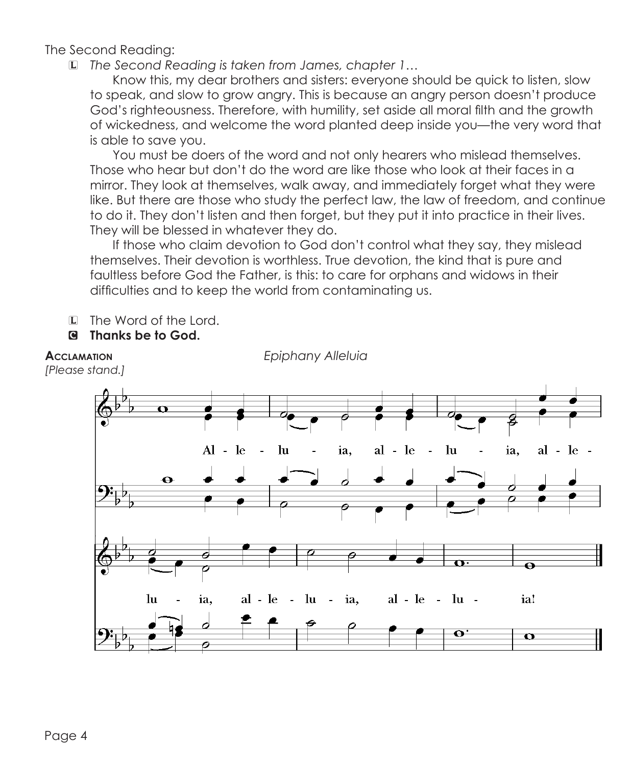The Second Reading:

L *The Second Reading is taken from James, chapter 1…*

Know this, my dear brothers and sisters: everyone should be quick to listen, slow to speak, and slow to grow angry. This is because an angry person doesn't produce God's righteousness. Therefore, with humility, set aside all moral filth and the growth of wickedness, and welcome the word planted deep inside you—the very word that is able to save you.

You must be doers of the word and not only hearers who mislead themselves. Those who hear but don't do the word are like those who look at their faces in a mirror. They look at themselves, walk away, and immediately forget what they were like. But there are those who study the perfect law, the law of freedom, and continue to do it. They don't listen and then forget, but they put it into practice in their lives. They will be blessed in whatever they do.

If those who claim devotion to God don't control what they say, they mislead themselves. Their devotion is worthless. True devotion, the kind that is pure and faultless before God the Father, is this: to care for orphans and widows in their difficulties and to keep the world from contaminating us.

L The Word of the Lord.

C **Thanks be to God.**

**Acclamation** *Epiphany Alleluia*

*[Please stand.]*

Al - le - lu - ia, al - le - lu - ia, al - le - lu - ia, al - le - lu - ia, al - le - lu - ia!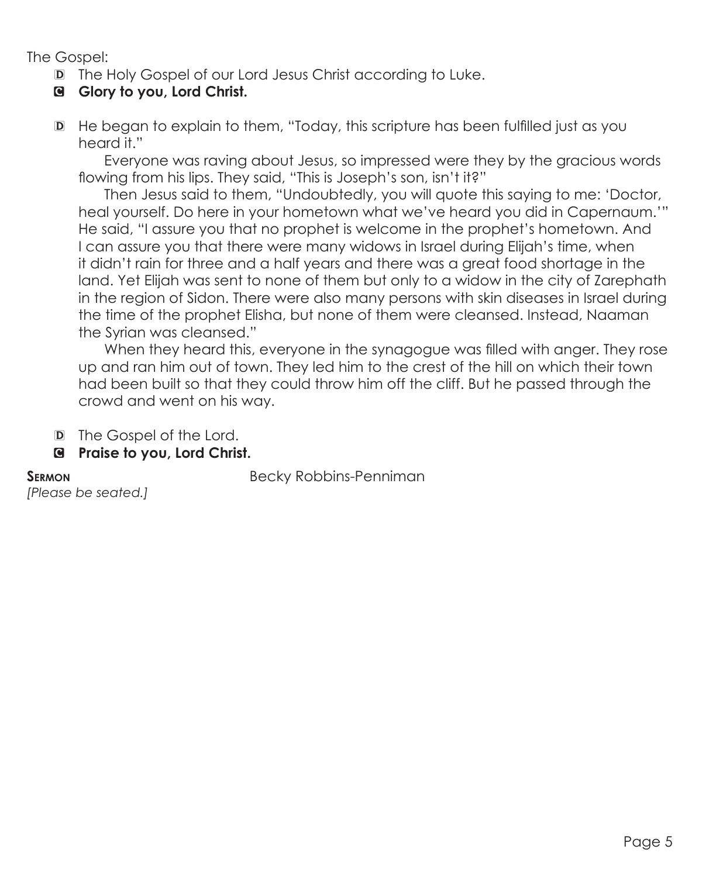The Gospel:

D The Holy Gospel of our Lord Jesus Christ according to Luke.

C **Glory to you, Lord Christ.**

D He began to explain to them, "Today, this scripture has been fulfilled just as you heard it."

Everyone was raving about Jesus, so impressed were they by the gracious words flowing from his lips. They said, "This is Joseph's son, isn't it?"

Then Jesus said to them, "Undoubtedly, you will quote this saying to me: 'Doctor, heal yourself. Do here in your hometown what we've heard you did in Capernaum.'" He said, "I assure you that no prophet is welcome in the prophet's hometown. And I can assure you that there were many widows in Israel during Elijah's time, when it didn't rain for three and a half years and there was a great food shortage in the land. Yet Elijah was sent to none of them but only to a widow in the city of Zarephath in the region of Sidon. There were also many persons with skin diseases in Israel during the time of the prophet Elisha, but none of them were cleansed. Instead, Naaman the Syrian was cleansed."

When they heard this, everyone in the synagogue was filled with anger. They rose up and ran him out of town. They led him to the crest of the hill on which their town had been built so that they could throw him off the cliff. But he passed through the crowd and went on his way.

D The Gospel of the Lord.

C **Praise to you, Lord Christ.**

**Sermon** Becky Robbins-Penniman

*[Please be seated.]*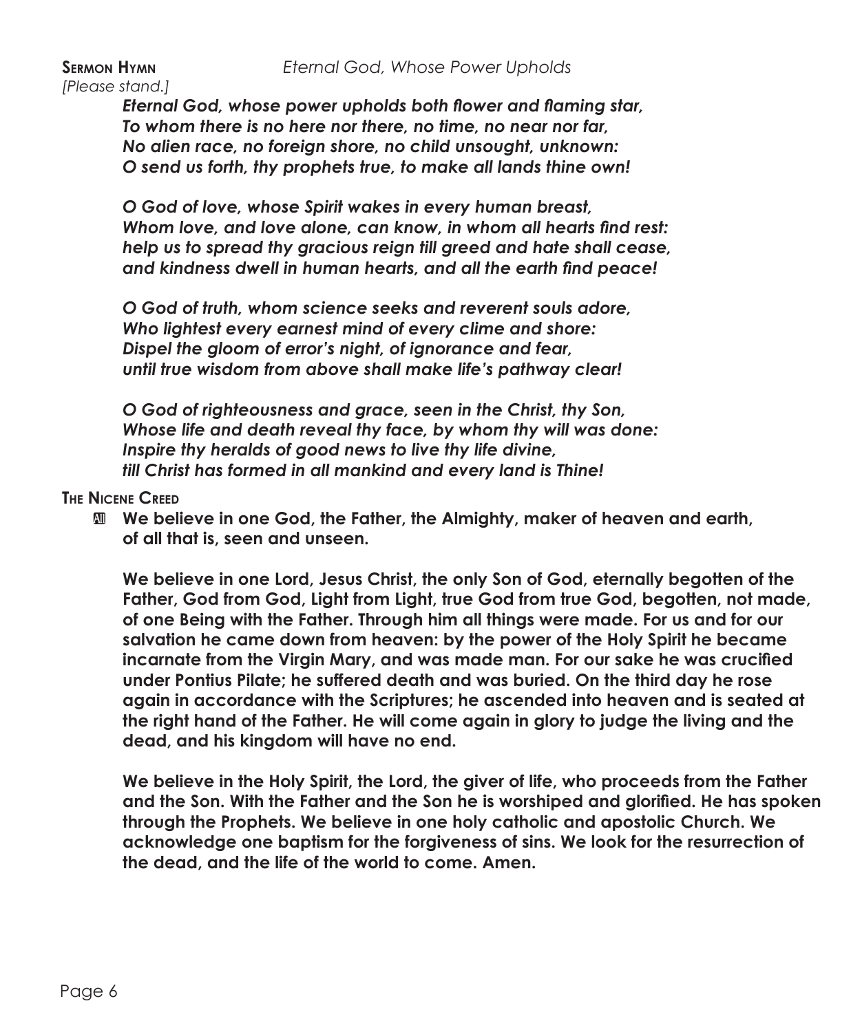**Sermon Hymn** *Eternal God, Whose Power Upholds*

*[Please stand.]*

***Eternal God, whose power upholds both flower and flaming star,***
***To whom there is no here nor there, no time, no near nor far,***
***No alien race, no foreign shore, no child unsought, unknown:***
***O send us forth, thy prophets true, to make all lands thine own!***

***O God of love, whose Spirit wakes in every human breast,***
***Whom love, and love alone, can know, in whom all hearts find rest:***
***help us to spread thy gracious reign till greed and hate shall cease,***
***and kindness dwell in human hearts, and all the earth find peace!***

***O God of truth, whom science seeks and reverent souls adore,***
***Who lightest every earnest mind of every clime and shore:***
***Dispel the gloom of error's night, of ignorance and fear,***
***until true wisdom from above shall make life's pathway clear!***

***O God of righteousness and grace, seen in the Christ, thy Son,***
***Whose life and death reveal thy face, by whom thy will was done:***
***Inspire thy heralds of good news to live thy life divine,***
***till Christ has formed in all mankind and every land is Thine!***

**The Nicene Creed**

**All We believe in one God, the Father, the Almighty, maker of heaven and earth, of all that is, seen and unseen.**

**We believe in one Lord, Jesus Christ, the only Son of God, eternally begotten of the Father, God from God, Light from Light, true God from true God, begotten, not made, of one Being with the Father. Through him all things were made. For us and for our salvation he came down from heaven: by the power of the Holy Spirit he became incarnate from the Virgin Mary, and was made man. For our sake he was crucified under Pontius Pilate; he suffered death and was buried. On the third day he rose again in accordance with the Scriptures; he ascended into heaven and is seated at the right hand of the Father. He will come again in glory to judge the living and the dead, and his kingdom will have no end.**

**We believe in the Holy Spirit, the Lord, the giver of life, who proceeds from the Father and the Son. With the Father and the Son he is worshiped and glorified. He has spoken through the Prophets. We believe in one holy catholic and apostolic Church. We acknowledge one baptism for the forgiveness of sins. We look for the resurrection of the dead, and the life of the world to come. Amen.**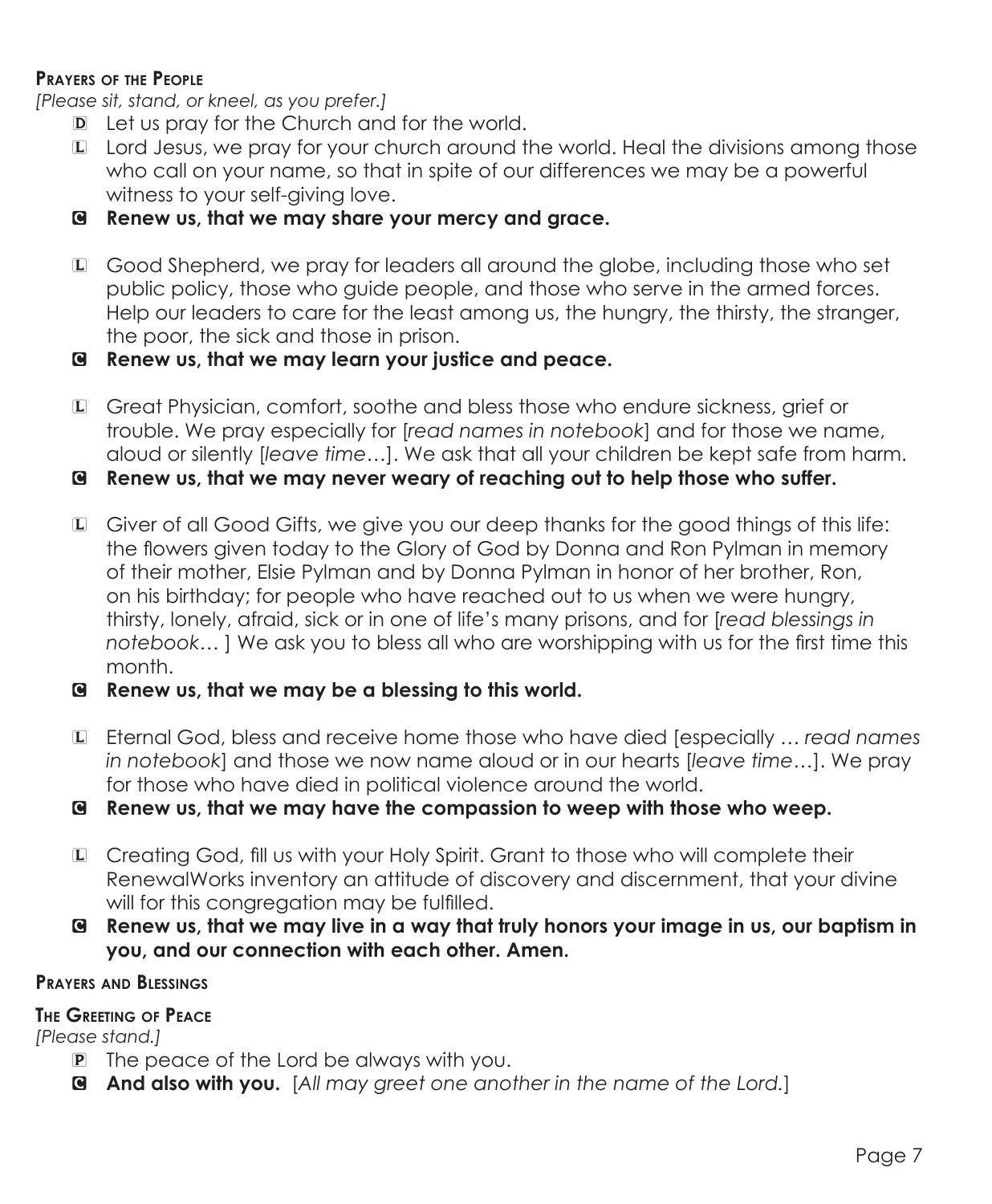**Prayers of the People**

*[Please sit, stand, or kneel, as you prefer.]*

D Let us pray for the Church and for the world.

L Lord Jesus, we pray for your church around the world. Heal the divisions among those who call on your name, so that in spite of our differences we may be a powerful witness to your self-giving love.

**C Renew us, that we may share your mercy and grace.**

L Good Shepherd, we pray for leaders all around the globe, including those who set public policy, those who guide people, and those who serve in the armed forces. Help our leaders to care for the least among us, the hungry, the thirsty, the stranger, the poor, the sick and those in prison.

**C Renew us, that we may learn your justice and peace.**

L Great Physician, comfort, soothe and bless those who endure sickness, grief or trouble. We pray especially for [*read names in notebook*] and for those we name, aloud or silently [*leave time*…]. We ask that all your children be kept safe from harm.

**C Renew us, that we may never weary of reaching out to help those who suffer.**

L Giver of all Good Gifts, we give you our deep thanks for the good things of this life: the flowers given today to the Glory of God by Donna and Ron Pylman in memory of their mother, Elsie Pylman and by Donna Pylman in honor of her brother, Ron, on his birthday; for people who have reached out to us when we were hungry, thirsty, lonely, afraid, sick or in one of life's many prisons, and for [*read blessings in notebook*… ] We ask you to bless all who are worshipping with us for the first time this month.

**C Renew us, that we may be a blessing to this world.**

L Eternal God, bless and receive home those who have died [especially … *read names in notebook*] and those we now name aloud or in our hearts [*leave time*…]. We pray for those who have died in political violence around the world.

**C Renew us, that we may have the compassion to weep with those who weep.**

L Creating God, fill us with your Holy Spirit. Grant to those who will complete their RenewalWorks inventory an attitude of discovery and discernment, that your divine will for this congregation may be fulfilled.

**C Renew us, that we may live in a way that truly honors your image in us, our baptism in you, and our connection with each other. Amen.**

**Prayers and Blessings**

**The Greeting of Peace**

*[Please stand.]*

P The peace of the Lord be always with you.

**C And also with you.** [*All may greet one another in the name of the Lord.*]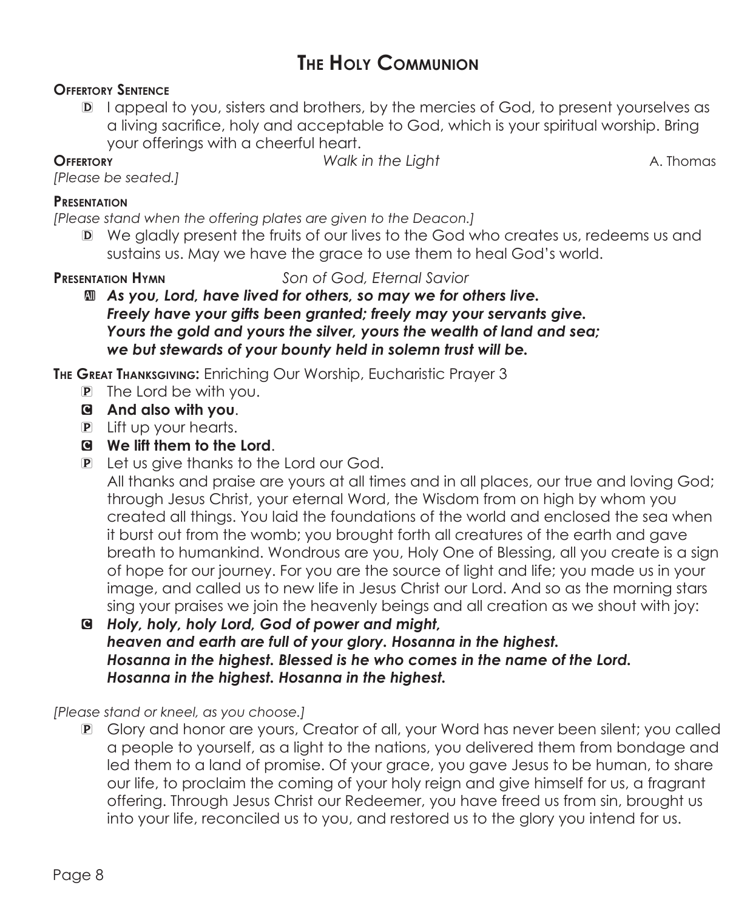# The Holy Communion

**Offertory Sentence**

D I appeal to you, sisters and brothers, by the mercies of God, to present yourselves as a living sacrifice, holy and acceptable to God, which is your spiritual worship. Bring your offerings with a cheerful heart.

**Offertory** *Walk in the Light* A. Thomas

*[Please be seated.]*

**Presentation**

*[Please stand when the offering plates are given to the Deacon.]*

D We gladly present the fruits of our lives to the God who creates us, redeems us and sustains us. May we have the grace to use them to heal God's world.

**Presentation Hymn** *Son of God, Eternal Savior*

All ***As you, Lord, have lived for others, so may we for others live.***
***Freely have your gifts been granted; freely may your servants give.***
***Yours the gold and yours the silver, yours the wealth of land and sea;***
***we but stewards of your bounty held in solemn trust will be.***

**The Great Thanksgiving:** Enriching Our Worship, Eucharistic Prayer 3

P The Lord be with you.

C **And also with you**.

P Lift up your hearts.

C **We lift them to the Lord**.

P Let us give thanks to the Lord our God.
All thanks and praise are yours at all times and in all places, our true and loving God; through Jesus Christ, your eternal Word, the Wisdom from on high by whom you created all things. You laid the foundations of the world and enclosed the sea when it burst out from the womb; you brought forth all creatures of the earth and gave breath to humankind. Wondrous are you, Holy One of Blessing, all you create is a sign of hope for our journey. For you are the source of light and life; you made us in your image, and called us to new life in Jesus Christ our Lord. And so as the morning stars sing your praises we join the heavenly beings and all creation as we shout with joy:

C ***Holy, holy, holy Lord, God of power and might,***
***heaven and earth are full of your glory. Hosanna in the highest.***
***Hosanna in the highest. Blessed is he who comes in the name of the Lord.***
***Hosanna in the highest. Hosanna in the highest.***

*[Please stand or kneel, as you choose.]*

P Glory and honor are yours, Creator of all, your Word has never been silent; you called a people to yourself, as a light to the nations, you delivered them from bondage and led them to a land of promise. Of your grace, you gave Jesus to be human, to share our life, to proclaim the coming of your holy reign and give himself for us, a fragrant offering. Through Jesus Christ our Redeemer, you have freed us from sin, brought us into your life, reconciled us to you, and restored us to the glory you intend for us.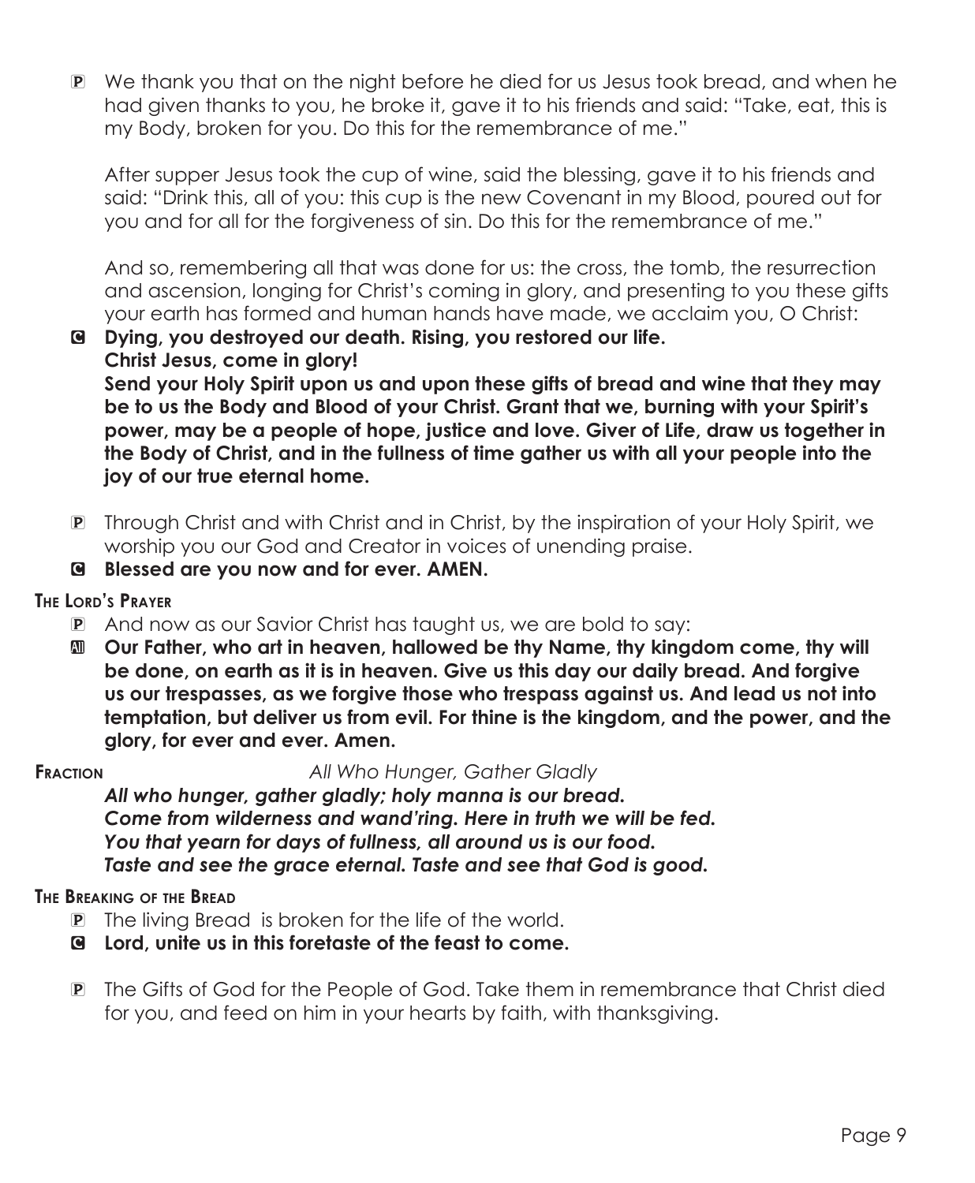P We thank you that on the night before he died for us Jesus took bread, and when he had given thanks to you, he broke it, gave it to his friends and said: "Take, eat, this is my Body, broken for you. Do this for the remembrance of me."

After supper Jesus took the cup of wine, said the blessing, gave it to his friends and said: "Drink this, all of you: this cup is the new Covenant in my Blood, poured out for you and for all for the forgiveness of sin. Do this for the remembrance of me."

And so, remembering all that was done for us: the cross, the tomb, the resurrection and ascension, longing for Christ's coming in glory, and presenting to you these gifts your earth has formed and human hands have made, we acclaim you, O Christ:

C **Dying, you destroyed our death. Rising, you restored our life. Christ Jesus, come in glory! Send your Holy Spirit upon us and upon these gifts of bread and wine that they may be to us the Body and Blood of your Christ. Grant that we, burning with your Spirit's power, may be a people of hope, justice and love. Giver of Life, draw us together in the Body of Christ, and in the fullness of time gather us with all your people into the joy of our true eternal home.**

P Through Christ and with Christ and in Christ, by the inspiration of your Holy Spirit, we worship you our God and Creator in voices of unending praise.

C **Blessed are you now and for ever. AMEN.**

**The Lord's Prayer**

P And now as our Savior Christ has taught us, we are bold to say:

All **Our Father, who art in heaven, hallowed be thy Name, thy kingdom come, thy will be done, on earth as it is in heaven. Give us this day our daily bread. And forgive us our trespasses, as we forgive those who trespass against us. And lead us not into temptation, but deliver us from evil. For thine is the kingdom, and the power, and the glory, for ever and ever. Amen.**

**Fraction** *All Who Hunger, Gather Gladly*

***All who hunger, gather gladly; holy manna is our bread.***
***Come from wilderness and wand'ring. Here in truth we will be fed.***
***You that yearn for days of fullness, all around us is our food.***
***Taste and see the grace eternal. Taste and see that God is good.***

**The Breaking of the Bread**

P The living Bread is broken for the life of the world.

C **Lord, unite us in this foretaste of the feast to come.**

P The Gifts of God for the People of God. Take them in remembrance that Christ died for you, and feed on him in your hearts by faith, with thanksgiving.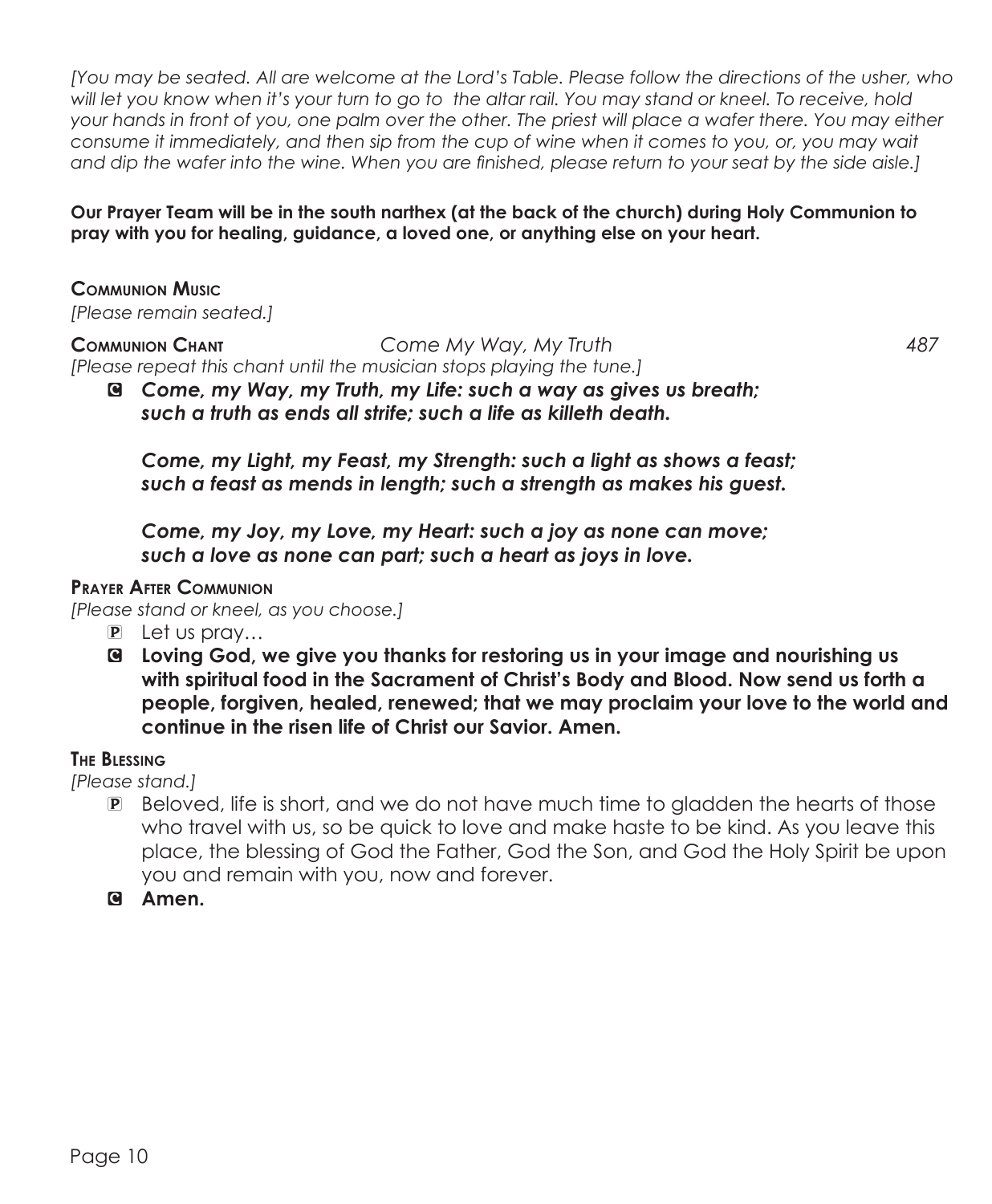*[You may be seated. All are welcome at the Lord's Table. Please follow the directions of the usher, who will let you know when it's your turn to go to the altar rail. You may stand or kneel. To receive, hold your hands in front of you, one palm over the other. The priest will place a wafer there. You may either consume it immediately, and then sip from the cup of wine when it comes to you, or, you may wait and dip the wafer into the wine. When you are finished, please return to your seat by the side aisle.]*

**Our Prayer Team will be in the south narthex (at the back of the church) during Holy Communion to pray with you for healing, guidance, a loved one, or anything else on your heart.**

### Communion Music

*[Please remain seated.]*

### Communion Chant *Come My Way, My Truth* 487

*[Please repeat this chant until the musician stops playing the tune.]*

C ***Come, my Way, my Truth, my Life: such a way as gives us breath; such a truth as ends all strife; such a life as killeth death.***

***Come, my Light, my Feast, my Strength: such a light as shows a feast; such a feast as mends in length; such a strength as makes his guest.***

***Come, my Joy, my Love, my Heart: such a joy as none can move; such a love as none can part; such a heart as joys in love.***

### Prayer After Communion

*[Please stand or kneel, as you choose.]*

P Let us pray…

C **Loving God, we give you thanks for restoring us in your image and nourishing us with spiritual food in the Sacrament of Christ's Body and Blood. Now send us forth a people, forgiven, healed, renewed; that we may proclaim your love to the world and continue in the risen life of Christ our Savior. Amen.**

### The Blessing

*[Please stand.]*

P Beloved, life is short, and we do not have much time to gladden the hearts of those who travel with us, so be quick to love and make haste to be kind. As you leave this place, the blessing of God the Father, God the Son, and God the Holy Spirit be upon you and remain with you, now and forever.

C **Amen.**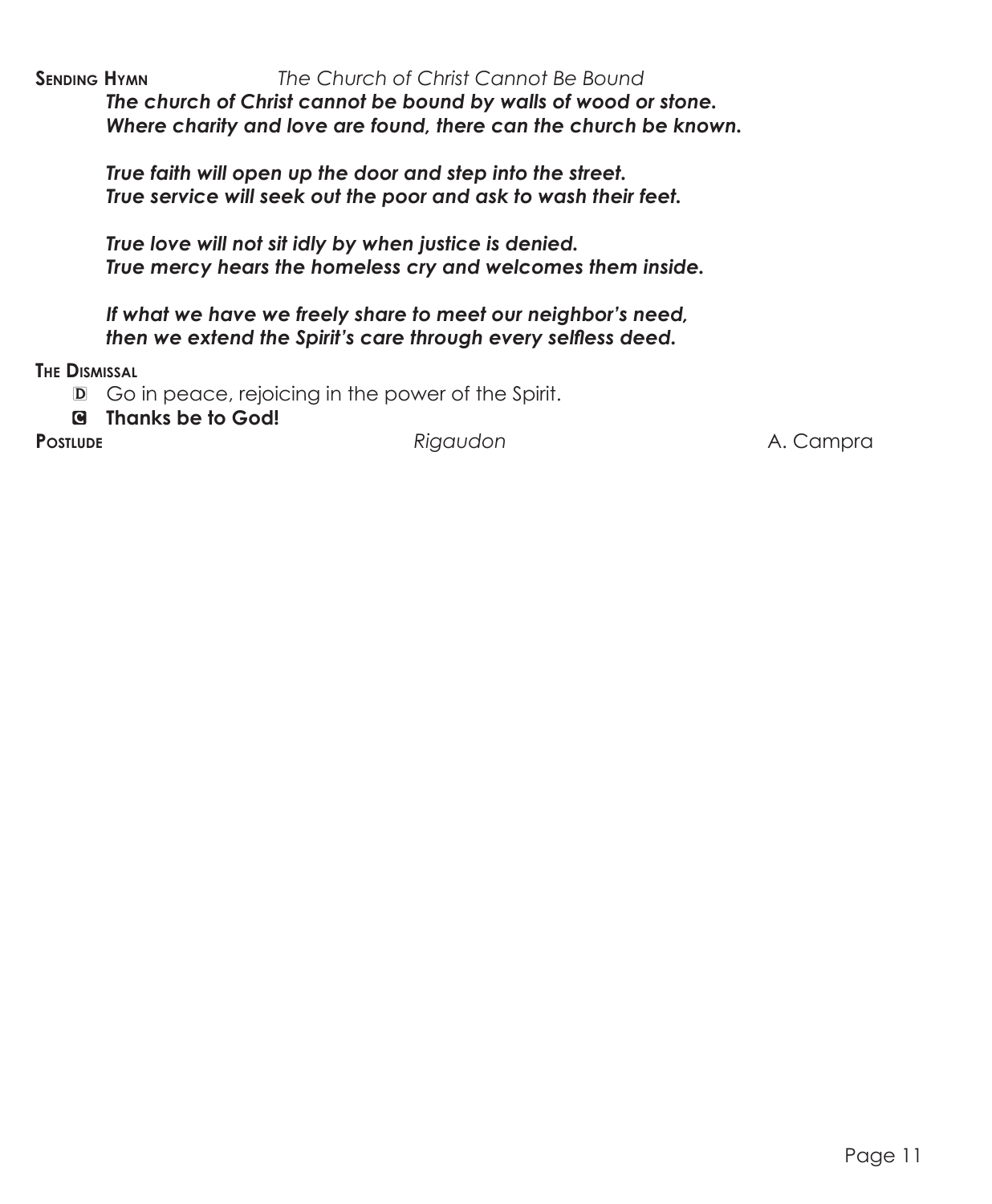**Sending Hymn** *The Church of Christ Cannot Be Bound*

***The church of Christ cannot be bound by walls of wood or stone.***
***Where charity and love are found, there can the church be known.***

***True faith will open up the door and step into the street.***
***True service will seek out the poor and ask to wash their feet.***

***True love will not sit idly by when justice is denied.***
***True mercy hears the homeless cry and welcomes them inside.***

***If what we have we freely share to meet our neighbor's need,***
***then we extend the Spirit's care through every selfless deed.***

**The Dismissal**

D Go in peace, rejoicing in the power of the Spirit.

C **Thanks be to God!**

**Postlude** *Rigaudon* A. Campra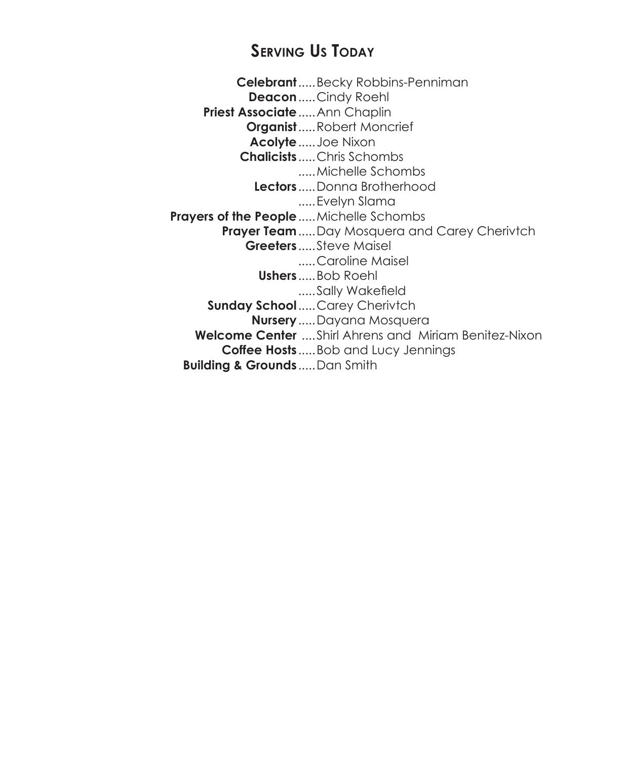## Serving Us Today

**Celebrant**.....Becky Robbins-Penniman
**Deacon**.....Cindy Roehl
**Priest Associate**.....Ann Chaplin
**Organist**.....Robert Moncrief
**Acolyte**.....Joe Nixon
**Chalicists**.....Chris Schombs
.....Michelle Schombs
**Lectors**.....Donna Brotherhood
.....Evelyn Slama
**Prayers of the People**.....Michelle Schombs
**Prayer Team**.....Day Mosquera and Carey Cherivtch
**Greeters**.....Steve Maisel
.....Caroline Maisel
**Ushers**.....Bob Roehl
.....Sally Wakefield
**Sunday School**.....Carey Cherivtch
**Nursery**.....Dayana Mosquera
**Welcome Center** ....Shirl Ahrens and Miriam Benitez-Nixon
**Coffee Hosts**.....Bob and Lucy Jennings
**Building & Grounds**.....Dan Smith